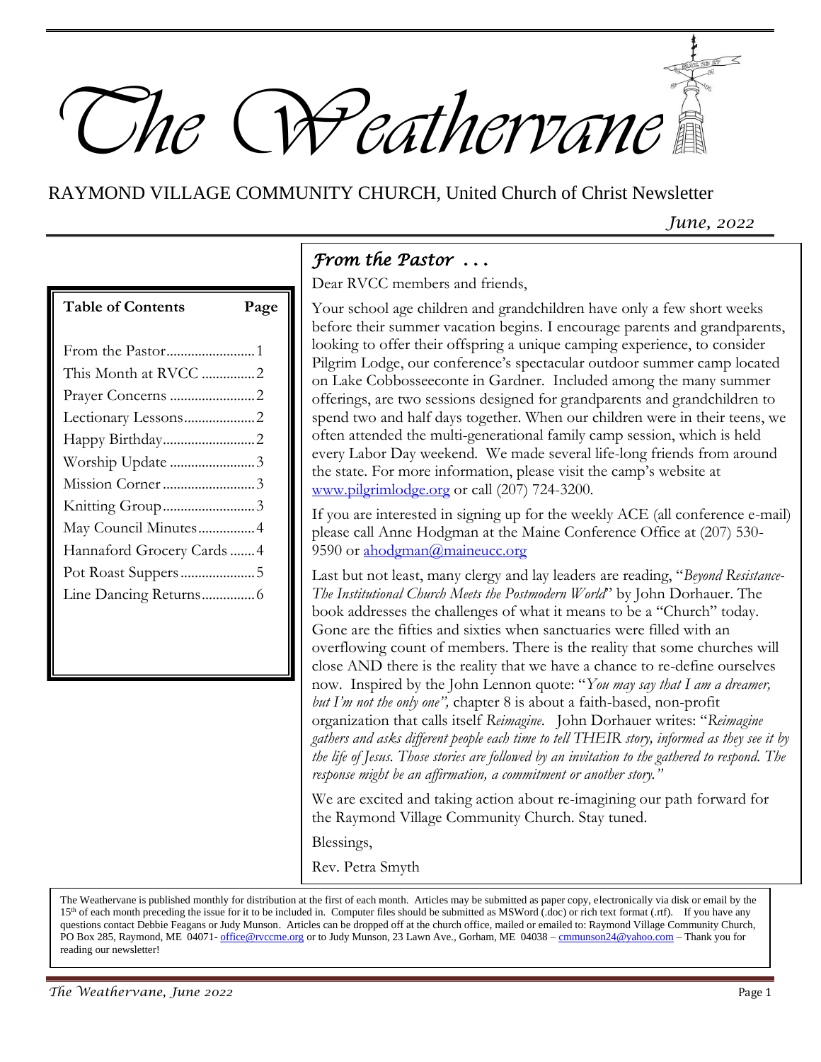# The Weathervane

RAYMOND VILLAGE COMMUNITY CHURCH, United Church of Christ Newsletter

*June, 2022*

| Table of Contents | Page |
|---|---|
| From the Pastor | 1 |
| This Month at RVCC | 2 |
| Prayer Concerns | 2 |
| Lectionary Lessons | 2 |
| Happy Birthday | 2 |
| Worship Update | 3 |
| Mission Corner | 3 |
| Knitting Group | 3 |
| May Council Minutes | 4 |
| Hannaford Grocery Cards | 4 |
| Pot Roast Suppers | 5 |
| Line Dancing Returns | 6 |

## *From the Pastor . . .*

Dear RVCC members and friends,

Your school age children and grandchildren have only a few short weeks before their summer vacation begins. I encourage parents and grandparents, looking to offer their offspring a unique camping experience, to consider Pilgrim Lodge, our conference's spectacular outdoor summer camp located on Lake Cobbosseeconte in Gardner. Included among the many summer offerings, are two sessions designed for grandparents and grandchildren to spend two and half days together. When our children were in their teens, we often attended the multi-generational family camp session, which is held every Labor Day weekend. We made several life-long friends from around the state. For more information, please visit the camp's website at www.pilgrimlodge.org or call (207) 724-3200.

If you are interested in signing up for the weekly ACE (all conference e-mail) please call Anne Hodgman at the Maine Conference Office at (207) 530-9590 or ahodgman@maineucc.org

Last but not least, many clergy and lay leaders are reading, "*Beyond Resistance-The Institutional Church Meets the Postmodern World*" by John Dorhauer. The book addresses the challenges of what it means to be a "Church" today. Gone are the fifties and sixties when sanctuaries were filled with an overflowing count of members. There is the reality that some churches will close AND there is the reality that we have a chance to re-define ourselves now. Inspired by the John Lennon quote: "*You may say that I am a dreamer, but I'm not the only one",* chapter 8 is about a faith-based, non-profit organization that calls itself *Reimagine*. John Dorhauer writes: "*Reimagine gathers and asks different people each time to tell THEIR story, informed as they see it by the life of Jesus. Those stories are followed by an invitation to the gathered to respond. The response might be an affirmation, a commitment or another story."*

We are excited and taking action about re-imagining our path forward for the Raymond Village Community Church. Stay tuned.

Blessings,

Rev. Petra Smyth

---

The Weathervane is published monthly for distribution at the first of each month. Articles may be submitted as paper copy, electronically via disk or email by the 15th of each month preceding the issue for it to be included in. Computer files should be submitted as MSWord (.doc) or rich text format (.rtf). If you have any questions contact Debbie Feagans or Judy Munson. Articles can be dropped off at the church office, mailed or emailed to: Raymond Village Community Church, PO Box 285, Raymond, ME 04071- office@rvccme.org or to Judy Munson, 23 Lawn Ave., Gorham, ME 04038 – cmmunson24@yahoo.com – Thank you for reading our newsletter!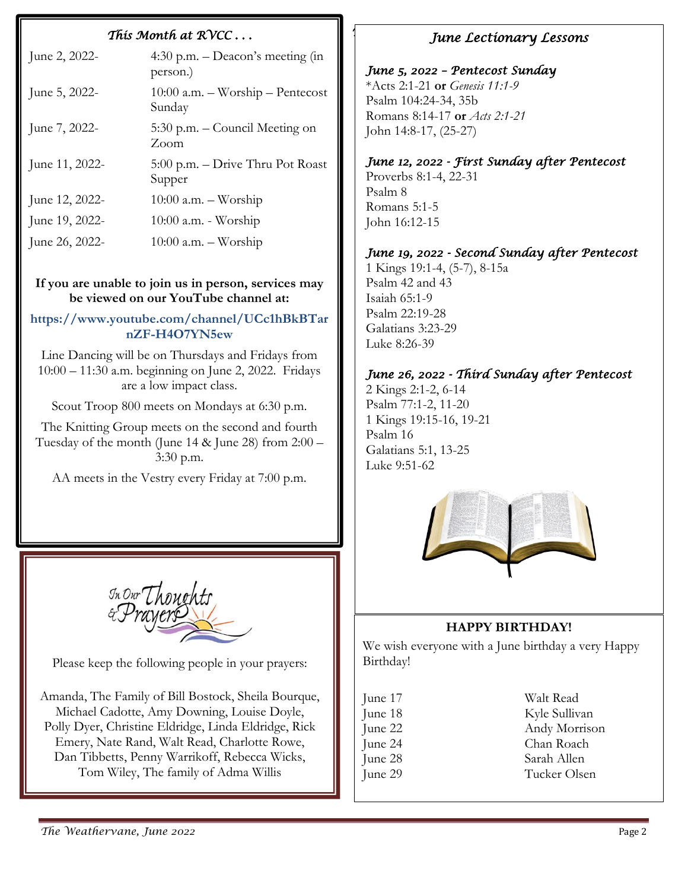## This Month at RVCC . . .

| | |
|---|---|
| June 2, 2022- | 4:30 p.m. – Deacon's meeting (in person.) |
| June 5, 2022- | 10:00 a.m. – Worship – Pentecost Sunday |
| June 7, 2022- | 5:30 p.m. – Council Meeting on Zoom |
| June 11, 2022- | 5:00 p.m. – Drive Thru Pot Roast Supper |
| June 12, 2022- | 10:00 a.m. – Worship |
| June 19, 2022- | 10:00 a.m. - Worship |
| June 26, 2022- | 10:00 a.m. – Worship |

**If you are unable to join us in person, services may be viewed on our YouTube channel at:**

**https://www.youtube.com/channel/UCc1hBkBTarnZF-H4O7YN5ew**

Line Dancing will be on Thursdays and Fridays from 10:00 – 11:30 a.m. beginning on June 2, 2022. Fridays are a low impact class.

Scout Troop 800 meets on Mondays at 6:30 p.m.

The Knitting Group meets on the second and fourth Tuesday of the month (June 14 & June 28) from 2:00 – 3:30 p.m.

AA meets in the Vestry every Friday at 7:00 p.m.

## In Our Thoughts & Prayers

Please keep the following people in your prayers:

Amanda, The Family of Bill Bostock, Sheila Bourque, Michael Cadotte, Amy Downing, Louise Doyle, Polly Dyer, Christine Eldridge, Linda Eldridge, Rick Emery, Nate Rand, Walt Read, Charlotte Rowe, Dan Tibbetts, Penny Warrikoff, Rebecca Wicks, Tom Wiley, The family of Adma Willis

## June Lectionary Lessons

### June 5, 2022 – Pentecost Sunday

*Acts 2:1-21 **or** *Genesis 11:1-9*
Psalm 104:24-34, 35b
Romans 8:14-17 **or** *Acts 2:1-21*
John 14:8-17, (25-27)

### June 12, 2022 - First Sunday after Pentecost

Proverbs 8:1-4, 22-31
Psalm 8
Romans 5:1-5
John 16:12-15

### June 19, 2022 - Second Sunday after Pentecost

1 Kings 19:1-4, (5-7), 8-15a
Psalm 42 and 43
Isaiah 65:1-9
Psalm 22:19-28
Galatians 3:23-29
Luke 8:26-39

### June 26, 2022 - Third Sunday after Pentecost

2 Kings 2:1-2, 6-14
Psalm 77:1-2, 11-20
1 Kings 19:15-16, 19-21
Psalm 16
Galatians 5:1, 13-25
Luke 9:51-62

## HAPPY BIRTHDAY!

We wish everyone with a June birthday a very Happy Birthday!

| | |
|---|---|
| June 17 | Walt Read |
| June 18 | Kyle Sullivan |
| June 22 | Andy Morrison |
| June 24 | Chan Roach |
| June 28 | Sarah Allen |
| June 29 | Tucker Olsen |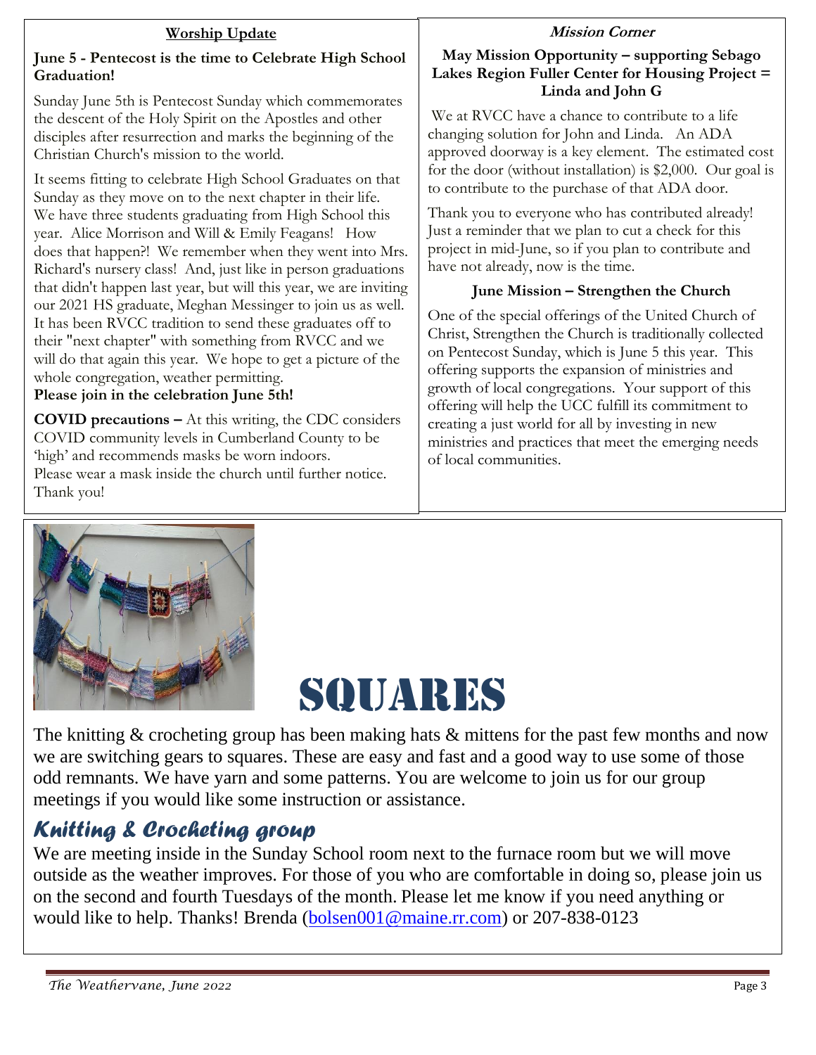## Worship Update

### June 5 - Pentecost is the time to Celebrate High School Graduation!

Sunday June 5th is Pentecost Sunday which commemorates the descent of the Holy Spirit on the Apostles and other disciples after resurrection and marks the beginning of the Christian Church's mission to the world.

It seems fitting to celebrate High School Graduates on that Sunday as they move on to the next chapter in their life. We have three students graduating from High School this year. Alice Morrison and Will & Emily Feagans! How does that happen?! We remember when they went into Mrs. Richard's nursery class! And, just like in person graduations that didn't happen last year, but will this year, we are inviting our 2021 HS graduate, Meghan Messinger to join us as well. It has been RVCC tradition to send these graduates off to their "next chapter" with something from RVCC and we will do that again this year. We hope to get a picture of the whole congregation, weather permitting.

**Please join in the celebration June 5th!**

**COVID precautions –** At this writing, the CDC considers COVID community levels in Cumberland County to be 'high' and recommends masks be worn indoors. Please wear a mask inside the church until further notice. Thank you!

## *Mission Corner*

### May Mission Opportunity – supporting Sebago Lakes Region Fuller Center for Housing Project = Linda and John G

We at RVCC have a chance to contribute to a life changing solution for John and Linda. An ADA approved doorway is a key element. The estimated cost for the door (without installation) is $2,000. Our goal is to contribute to the purchase of that ADA door.

Thank you to everyone who has contributed already! Just a reminder that we plan to cut a check for this project in mid-June, so if you plan to contribute and have not already, now is the time.

### June Mission – Strengthen the Church

One of the special offerings of the United Church of Christ, Strengthen the Church is traditionally collected on Pentecost Sunday, which is June 5 this year. This offering supports the expansion of ministries and growth of local congregations. Your support of this offering will help the UCC fulfill its commitment to creating a just world for all by investing in new ministries and practices that meet the emerging needs of local communities.

## SQUARES

The knitting & crocheting group has been making hats & mittens for the past few months and now we are switching gears to squares. These are easy and fast and a good way to use some of those odd remnants. We have yarn and some patterns. You are welcome to join us for our group meetings if you would like some instruction or assistance.

## *Knitting & Crocheting group*

We are meeting inside in the Sunday School room next to the furnace room but we will move outside as the weather improves. For those of you who are comfortable in doing so, please join us on the second and fourth Tuesdays of the month. Please let me know if you need anything or would like to help. Thanks! Brenda (bolsen001@maine.rr.com) or 207-838-0123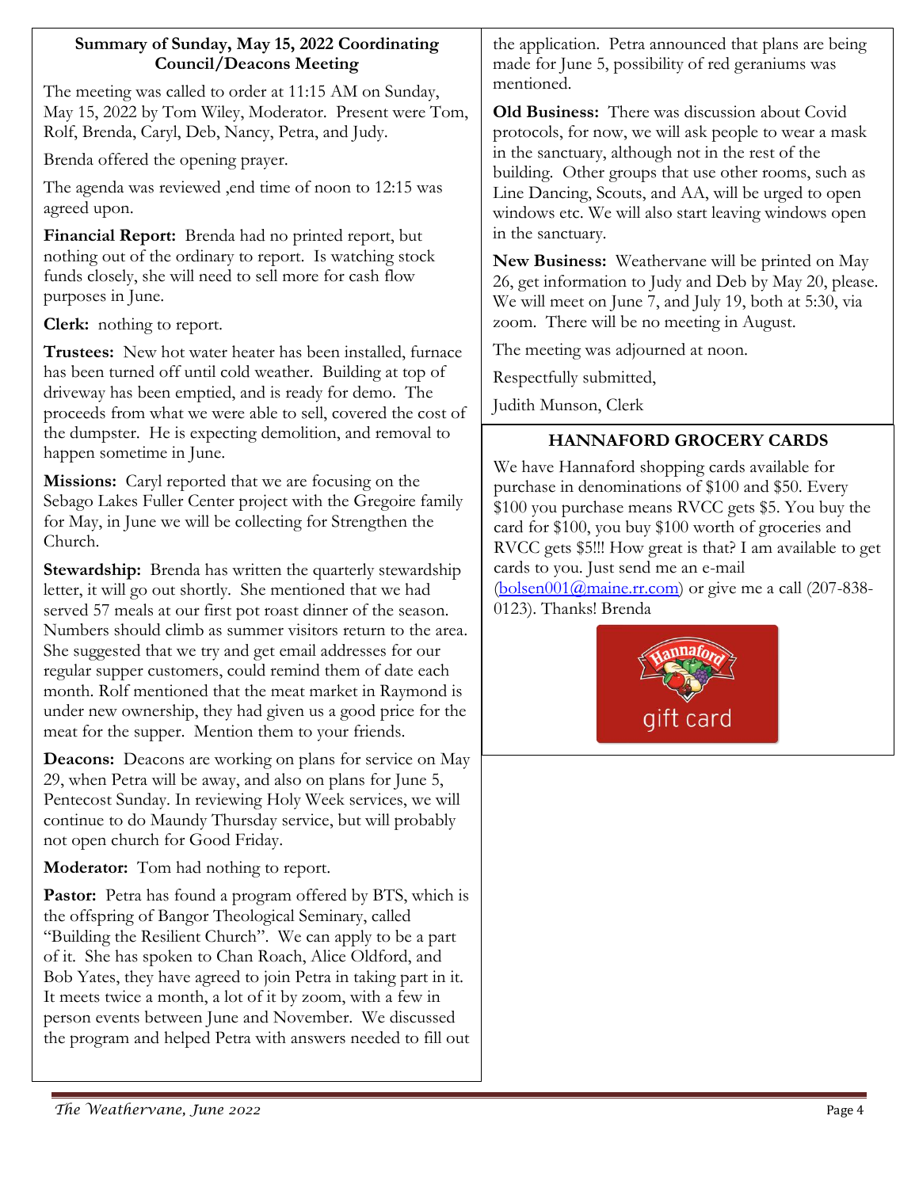## Summary of Sunday, May 15, 2022 Coordinating Council/Deacons Meeting

The meeting was called to order at 11:15 AM on Sunday, May 15, 2022 by Tom Wiley, Moderator. Present were Tom, Rolf, Brenda, Caryl, Deb, Nancy, Petra, and Judy.

Brenda offered the opening prayer.

The agenda was reviewed ,end time of noon to 12:15 was agreed upon.

**Financial Report:** Brenda had no printed report, but nothing out of the ordinary to report. Is watching stock funds closely, she will need to sell more for cash flow purposes in June.

**Clerk:** nothing to report.

**Trustees:** New hot water heater has been installed, furnace has been turned off until cold weather. Building at top of driveway has been emptied, and is ready for demo. The proceeds from what we were able to sell, covered the cost of the dumpster. He is expecting demolition, and removal to happen sometime in June.

**Missions:** Caryl reported that we are focusing on the Sebago Lakes Fuller Center project with the Gregoire family for May, in June we will be collecting for Strengthen the Church.

**Stewardship:** Brenda has written the quarterly stewardship letter, it will go out shortly. She mentioned that we had served 57 meals at our first pot roast dinner of the season. Numbers should climb as summer visitors return to the area. She suggested that we try and get email addresses for our regular supper customers, could remind them of date each month. Rolf mentioned that the meat market in Raymond is under new ownership, they had given us a good price for the meat for the supper. Mention them to your friends.

**Deacons:** Deacons are working on plans for service on May 29, when Petra will be away, and also on plans for June 5, Pentecost Sunday. In reviewing Holy Week services, we will continue to do Maundy Thursday service, but will probably not open church for Good Friday.

**Moderator:** Tom had nothing to report.

**Pastor:** Petra has found a program offered by BTS, which is the offspring of Bangor Theological Seminary, called "Building the Resilient Church". We can apply to be a part of it. She has spoken to Chan Roach, Alice Oldford, and Bob Yates, they have agreed to join Petra in taking part in it. It meets twice a month, a lot of it by zoom, with a few in person events between June and November. We discussed the program and helped Petra with answers needed to fill out the application. Petra announced that plans are being made for June 5, possibility of red geraniums was mentioned.

**Old Business:** There was discussion about Covid protocols, for now, we will ask people to wear a mask in the sanctuary, although not in the rest of the building. Other groups that use other rooms, such as Line Dancing, Scouts, and AA, will be urged to open windows etc. We will also start leaving windows open in the sanctuary.

**New Business:** Weathervane will be printed on May 26, get information to Judy and Deb by May 20, please. We will meet on June 7, and July 19, both at 5:30, via zoom. There will be no meeting in August.

The meeting was adjourned at noon.

Respectfully submitted,

Judith Munson, Clerk

## HANNAFORD GROCERY CARDS

We have Hannaford shopping cards available for purchase in denominations of $100 and $50. Every $100 you purchase means RVCC gets $5. You buy the card for $100, you buy $100 worth of groceries and RVCC gets $5!!! How great is that? I am available to get cards to you. Just send me an e-mail (bolsen001@maine.rr.com) or give me a call (207-838-0123). Thanks! Brenda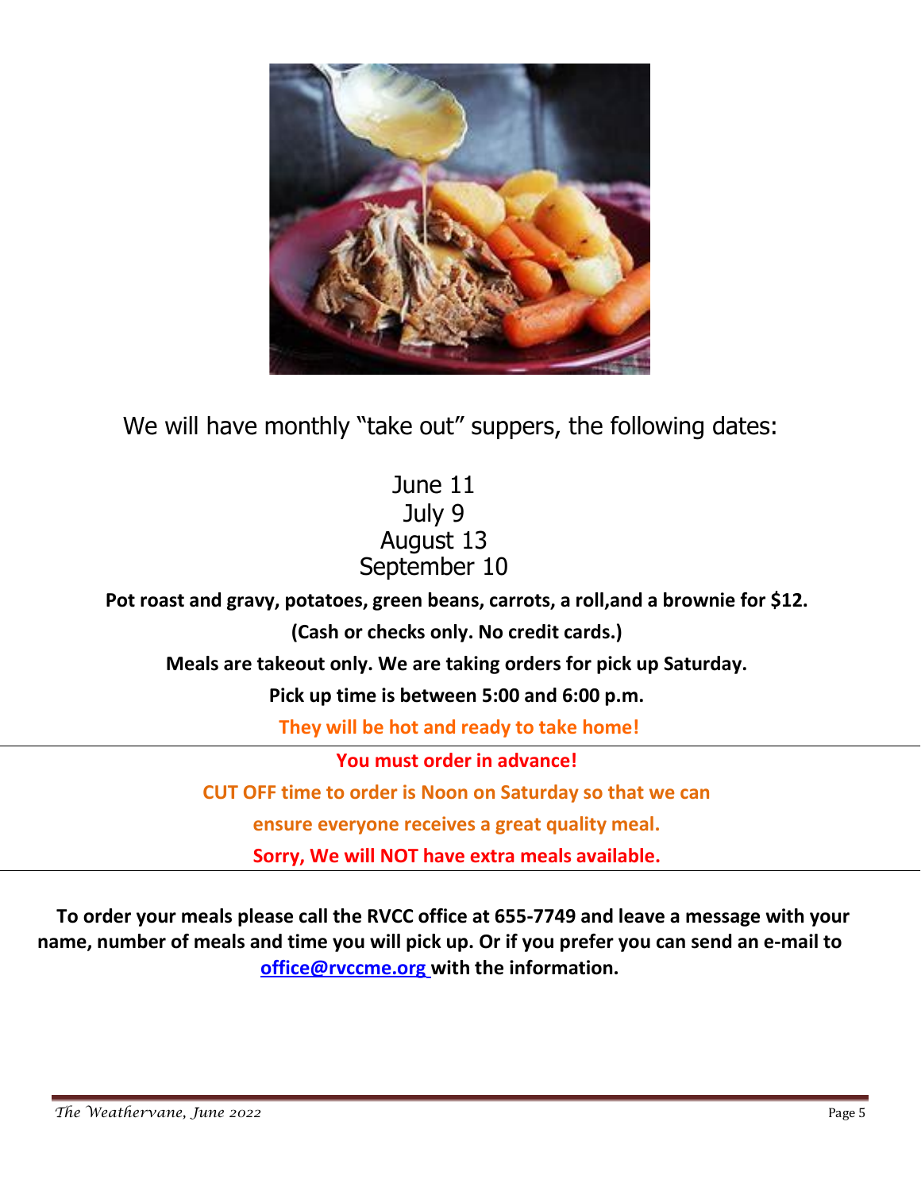We will have monthly "take out" suppers, the following dates:

June 11
July 9
August 13
September 10

**Pot roast and gravy, potatoes, green beans, carrots, a roll,and a brownie for $12.**

**(Cash or checks only. No credit cards.)**

**Meals are takeout only. We are taking orders for pick up Saturday.**

**Pick up time is between 5:00 and 6:00 p.m.**

**They will be hot and ready to take home!**

---

**You must order in advance!**

**CUT OFF time to order is Noon on Saturday so that we can ensure everyone receives a great quality meal.**

**Sorry, We will NOT have extra meals available.**

---

**To order your meals please call the RVCC office at 655-7749 and leave a message with your name, number of meals and time you will pick up. Or if you prefer you can send an e-mail to office@rvccme.org with the information.**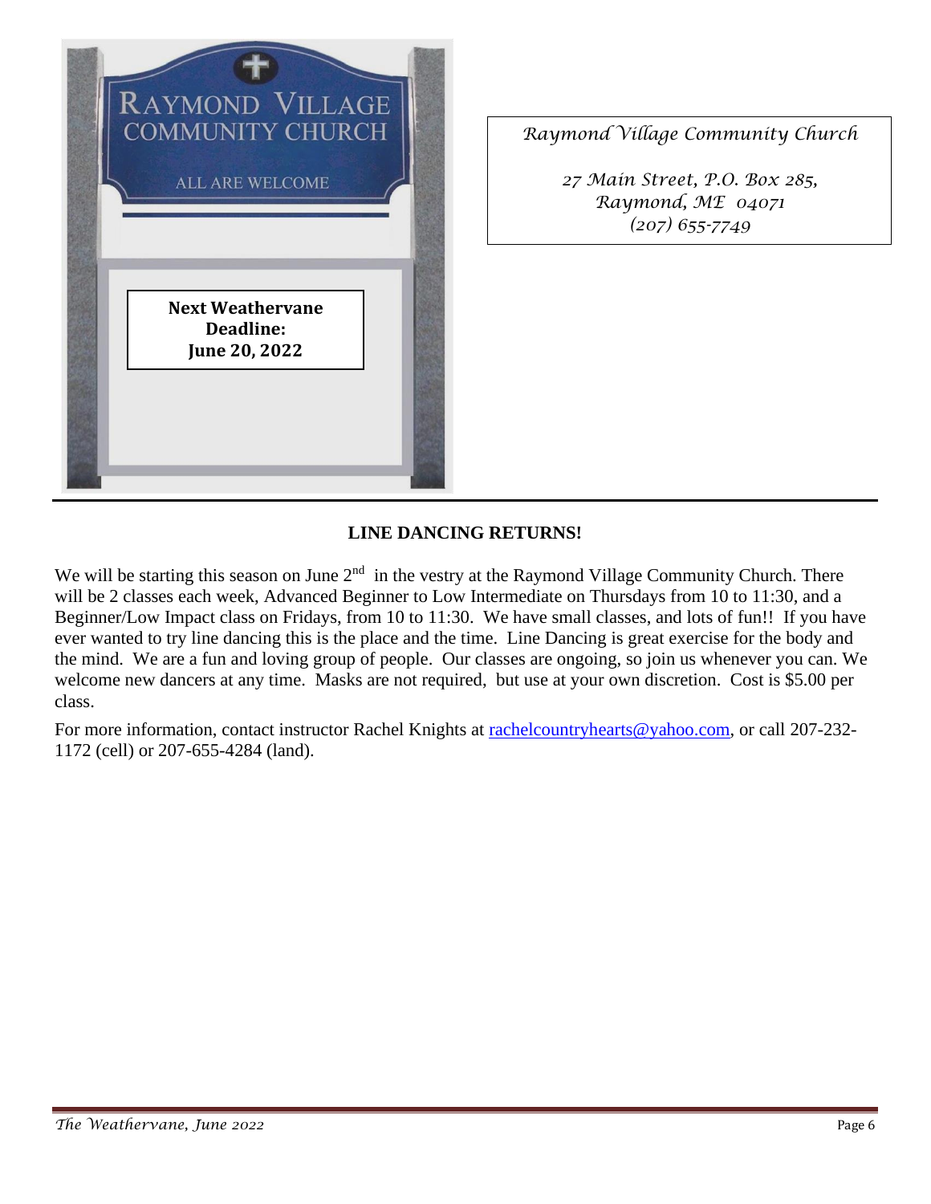RAYMOND VILLAGE
COMMUNITY CHURCH

ALL ARE WELCOME

**Next Weathervane Deadline: June 20, 2022**

*Raymond Village Community Church*

*27 Main Street, P.O. Box 285,*
*Raymond, ME 04071*
*(207) 655-7749*

---

## LINE DANCING RETURNS!

We will be starting this season on June 2nd in the vestry at the Raymond Village Community Church. There will be 2 classes each week, Advanced Beginner to Low Intermediate on Thursdays from 10 to 11:30, and a Beginner/Low Impact class on Fridays, from 10 to 11:30. We have small classes, and lots of fun!! If you have ever wanted to try line dancing this is the place and the time. Line Dancing is great exercise for the body and the mind. We are a fun and loving group of people. Our classes are ongoing, so join us whenever you can. We welcome new dancers at any time. Masks are not required, but use at your own discretion. Cost is $5.00 per class.

For more information, contact instructor Rachel Knights at rachelcountryhearts@yahoo.com, or call 207-232-1172 (cell) or 207-655-4284 (land).